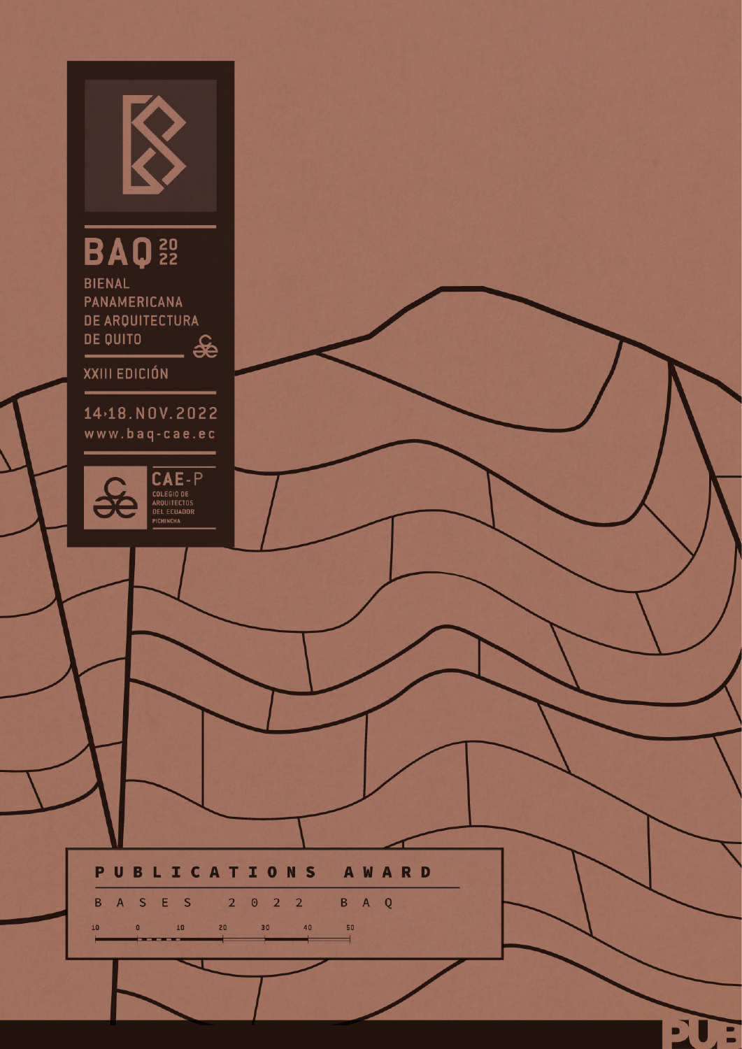# BAQ 2022

BIENAL PANAMERICANA DE ARQUITECTURA DE QUITO

XXIII EDICIÓN

14-18.NOV.2022

www.baq-cae.ec

CAE-P

COLEGIO DE ARQUITECTOS DEL ECUADOR PICHINCHA

# PUBLICATIONS AWARD

## BASES 2022 BAQ

10 0 10 20 30 40 50

PUB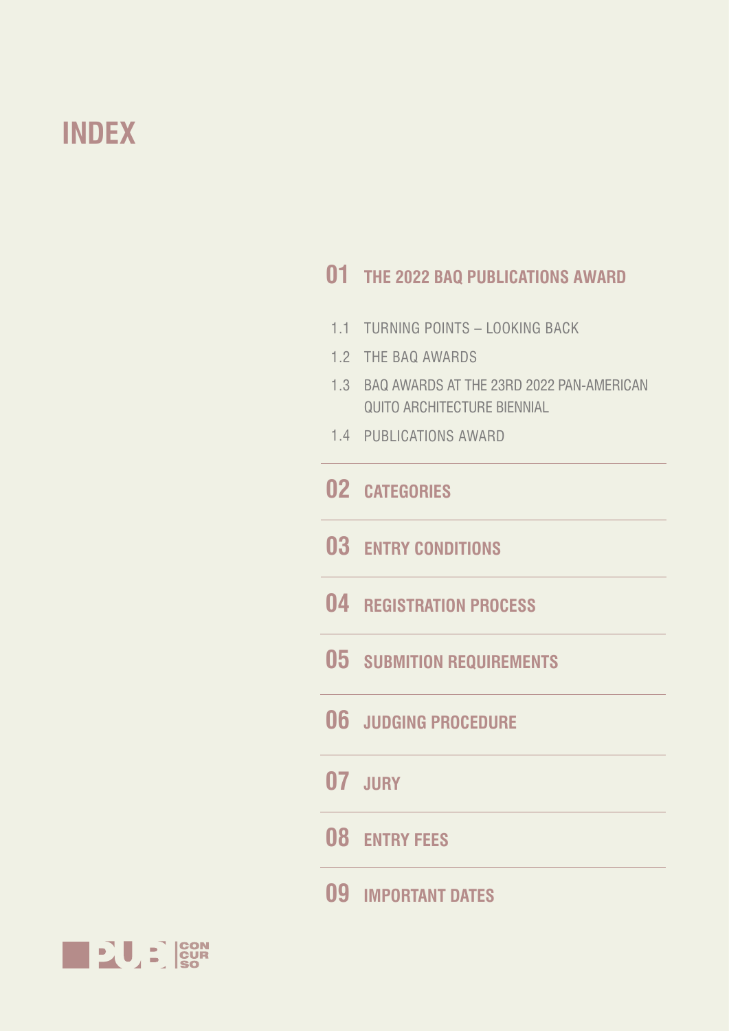# INDEX

## 01 THE 2022 BAQ PUBLICATIONS AWARD

1.1 TURNING POINTS – LOOKING BACK

1.2 THE BAQ AWARDS

1.3 BAQ AWARDS AT THE 23RD 2022 PAN-AMERICAN QUITO ARCHITECTURE BIENNIAL

1.4 PUBLICATIONS AWARD

## 02 CATEGORIES

## 03 ENTRY CONDITIONS

## 04 REGISTRATION PROCESS

## 05 SUBMITION REQUIREMENTS

## 06 JUDGING PROCEDURE

## 07 JURY

## 08 ENTRY FEES

## 09 IMPORTANT DATES

PUB CON CUR SO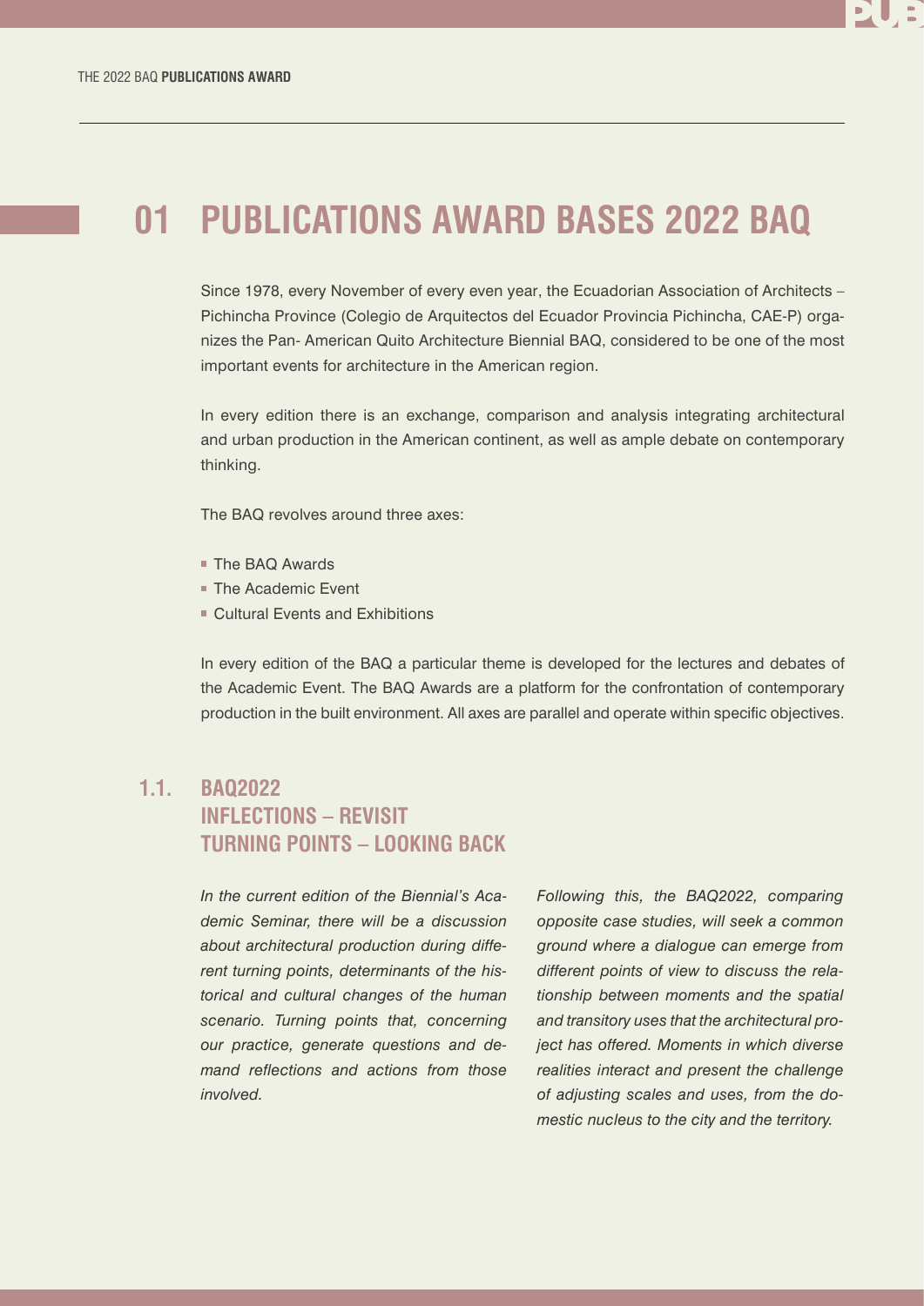# 01 PUBLICATIONS AWARD BASES 2022 BAQ

Since 1978, every November of every even year, the Ecuadorian Association of Architects – Pichincha Province (Colegio de Arquitectos del Ecuador Provincia Pichincha, CAE-P) organizes the Pan- American Quito Architecture Biennial BAQ, considered to be one of the most important events for architecture in the American region.

In every edition there is an exchange, comparison and analysis integrating architectural and urban production in the American continent, as well as ample debate on contemporary thinking.

The BAQ revolves around three axes:

- The BAQ Awards
- The Academic Event
- Cultural Events and Exhibitions

In every edition of the BAQ a particular theme is developed for the lectures and debates of the Academic Event. The BAQ Awards are a platform for the confrontation of contemporary production in the built environment. All axes are parallel and operate within specific objectives.

## 1.1. BAQ2022 INFLECTIONS – REVISIT TURNING POINTS – LOOKING BACK

*In the current edition of the Biennial's Academic Seminar, there will be a discussion about architectural production during different turning points, determinants of the historical and cultural changes of the human scenario. Turning points that, concerning our practice, generate questions and demand reflections and actions from those involved.*

*Following this, the BAQ2022, comparing opposite case studies, will seek a common ground where a dialogue can emerge from different points of view to discuss the relationship between moments and the spatial and transitory uses that the architectural project has offered. Moments in which diverse realities interact and present the challenge of adjusting scales and uses, from the domestic nucleus to the city and the territory.*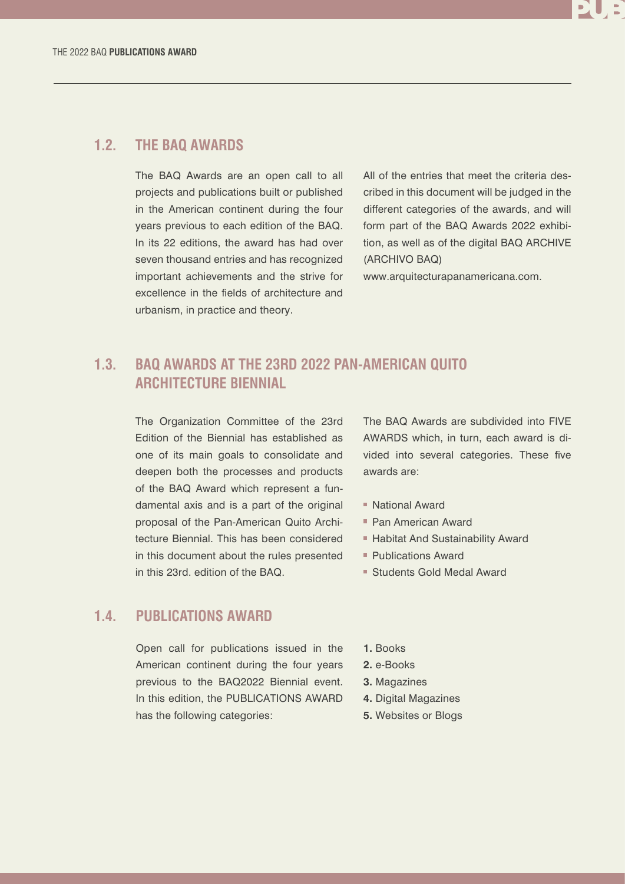## 1.2. THE BAQ AWARDS

The BAQ Awards are an open call to all projects and publications built or published in the American continent during the four years previous to each edition of the BAQ. In its 22 editions, the award has had over seven thousand entries and has recognized important achievements and the strive for excellence in the fields of architecture and urbanism, in practice and theory.

All of the entries that meet the criteria described in this document will be judged in the different categories of the awards, and will form part of the BAQ Awards 2022 exhibition, as well as of the digital BAQ ARCHIVE (ARCHIVO BAQ) www.arquitecturapanamericana.com.

## 1.3. BAQ AWARDS AT THE 23RD 2022 PAN-AMERICAN QUITO ARCHITECTURE BIENNIAL

The Organization Committee of the 23rd Edition of the Biennial has established as one of its main goals to consolidate and deepen both the processes and products of the BAQ Award which represent a fundamental axis and is a part of the original proposal of the Pan-American Quito Architecture Biennial. This has been considered in this document about the rules presented in this 23rd. edition of the BAQ.

The BAQ Awards are subdivided into FIVE AWARDS which, in turn, each award is divided into several categories. These five awards are:

- National Award
- Pan American Award
- Habitat And Sustainability Award
- Publications Award
- Students Gold Medal Award

## 1.4. PUBLICATIONS AWARD

Open call for publications issued in the American continent during the four years previous to the BAQ2022 Biennial event. In this edition, the PUBLICATIONS AWARD has the following categories:

1. Books
2. e-Books
3. Magazines
4. Digital Magazines
5. Websites or Blogs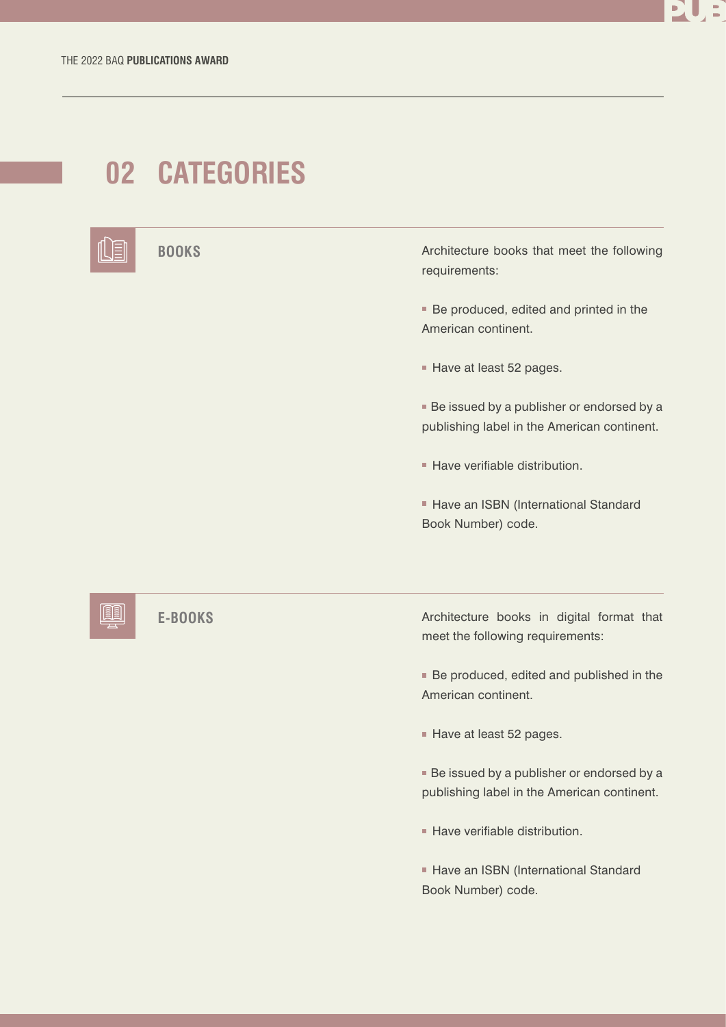## 02 CATEGORIES

### BOOKS

Architecture books that meet the following requirements:

- Be produced, edited and printed in the American continent.
- Have at least 52 pages.
- Be issued by a publisher or endorsed by a publishing label in the American continent.
- Have verifiable distribution.
- Have an ISBN (International Standard Book Number) code.

### E-BOOKS

Architecture books in digital format that meet the following requirements:

- Be produced, edited and published in the American continent.
- Have at least 52 pages.
- Be issued by a publisher or endorsed by a publishing label in the American continent.
- Have verifiable distribution.
- Have an ISBN (International Standard Book Number) code.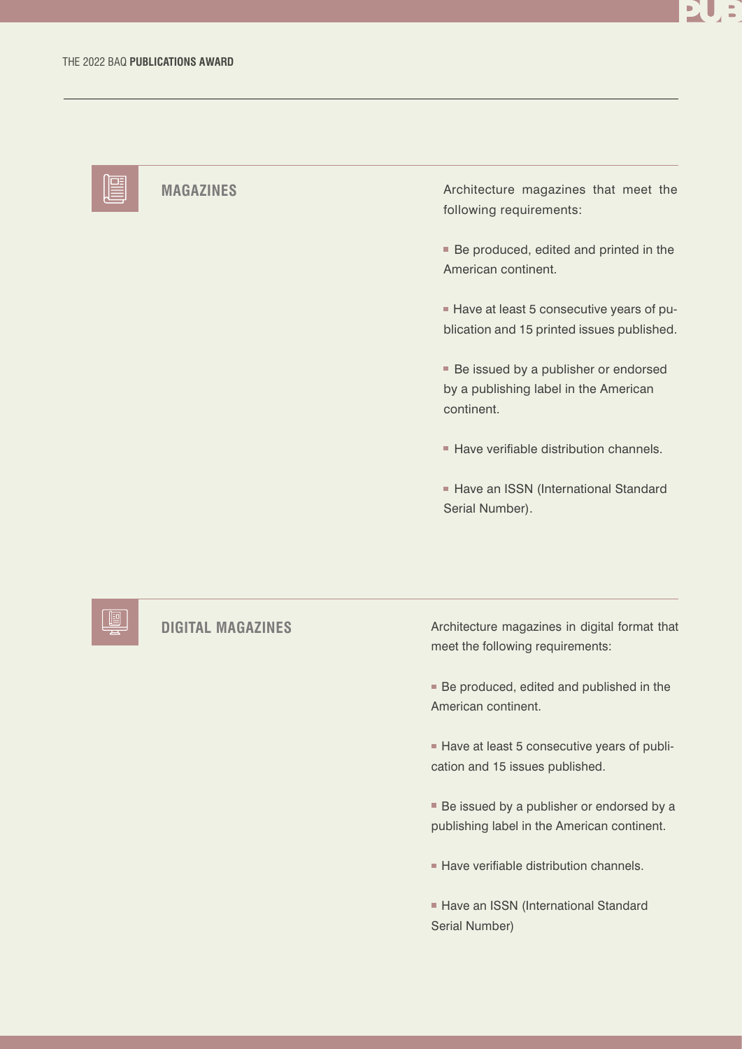## MAGAZINES

Architecture magazines that meet the following requirements:

- Be produced, edited and printed in the American continent.
- Have at least 5 consecutive years of publication and 15 printed issues published.
- Be issued by a publisher or endorsed by a publishing label in the American continent.
- Have verifiable distribution channels.
- Have an ISSN (International Standard Serial Number).

## DIGITAL MAGAZINES

Architecture magazines in digital format that meet the following requirements:

- Be produced, edited and published in the American continent.
- Have at least 5 consecutive years of publication and 15 issues published.
- Be issued by a publisher or endorsed by a publishing label in the American continent.
- Have verifiable distribution channels.
- Have an ISSN (International Standard Serial Number)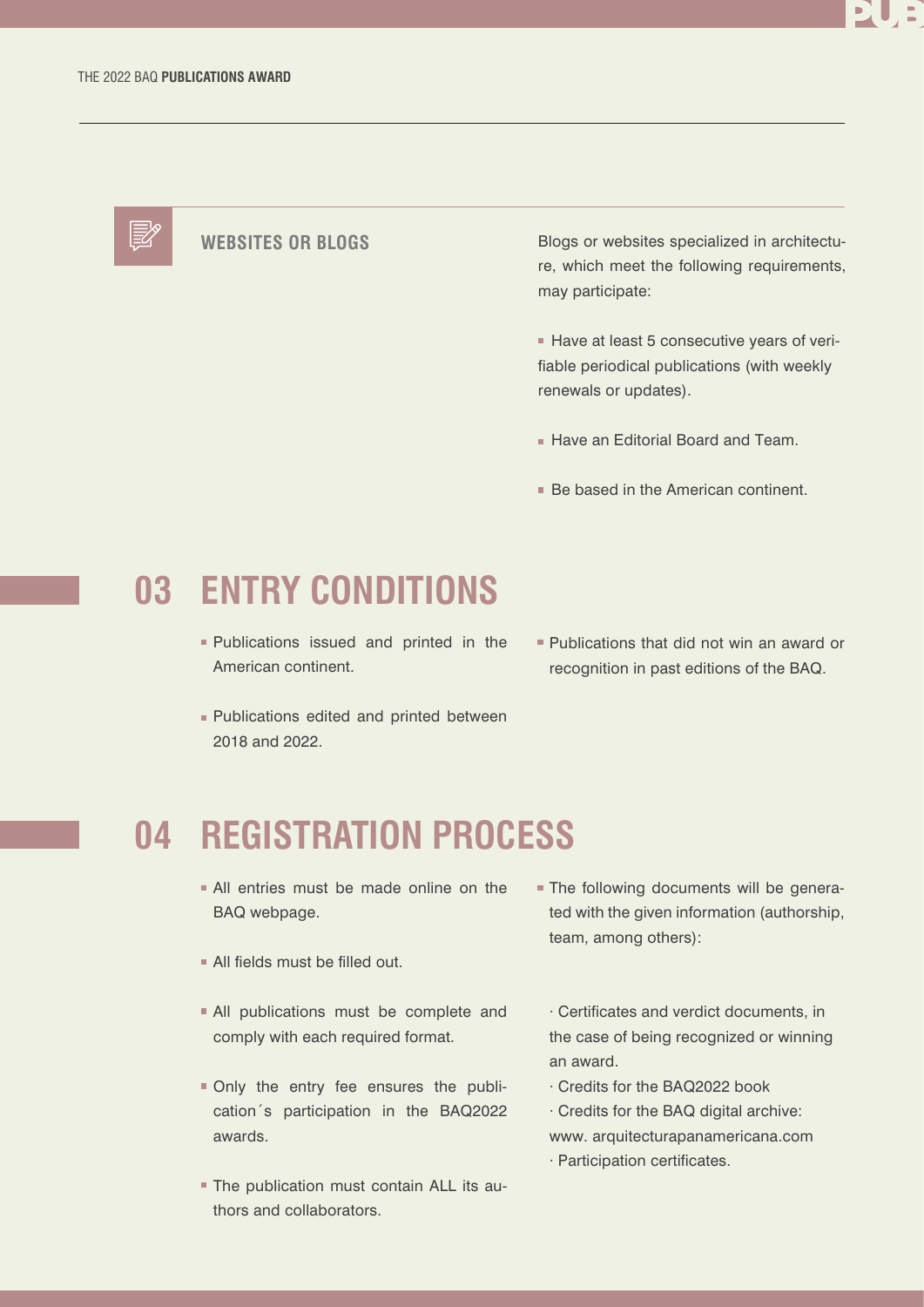### WEBSITES OR BLOGS

Blogs or websites specialized in architecture, which meet the following requirements, may participate:

- Have at least 5 consecutive years of verifiable periodical publications (with weekly renewals or updates).
- Have an Editorial Board and Team.
- Be based in the American continent.

## 03 ENTRY CONDITIONS

- Publications issued and printed in the American continent.
- Publications edited and printed between 2018 and 2022.
- Publications that did not win an award or recognition in past editions of the BAQ.

## 04 REGISTRATION PROCESS

- All entries must be made online on the BAQ webpage.
- All fields must be filled out.
- All publications must be complete and comply with each required format.
- Only the entry fee ensures the publication´s participation in the BAQ2022 awards.
- The publication must contain ALL its authors and collaborators.
- The following documents will be generated with the given information (authorship, team, among others):

  · Certificates and verdict documents, in the case of being recognized or winning an award.
  · Credits for the BAQ2022 book
  · Credits for the BAQ digital archive: www. arquitecturapanamericana.com
  · Participation certificates.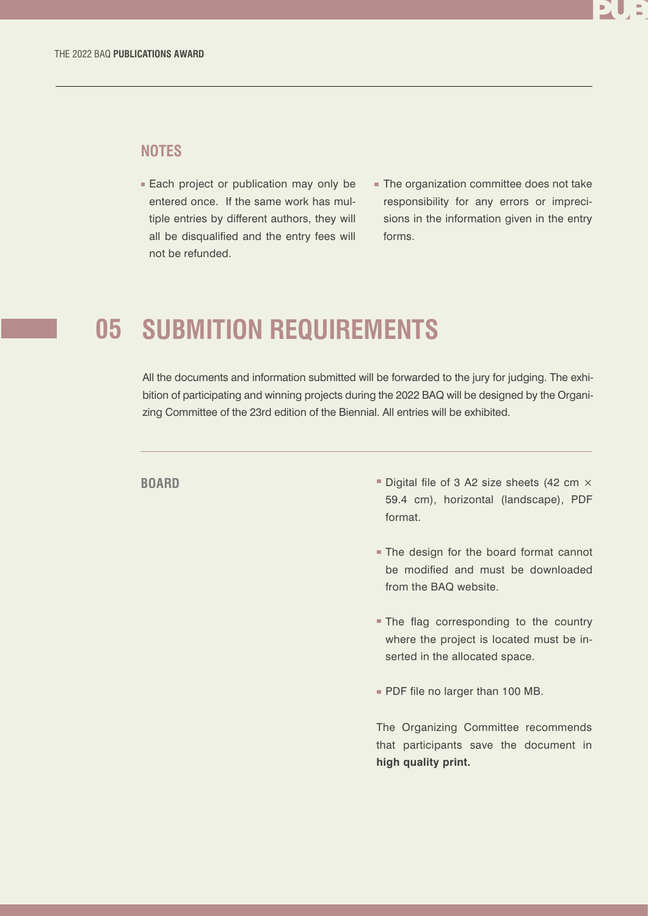## NOTES

- Each project or publication may only be entered once. If the same work has multiple entries by different authors, they will all be disqualified and the entry fees will not be refunded.
- The organization committee does not take responsibility for any errors or imprecisions in the information given in the entry forms.

# 05 SUBMITION REQUIREMENTS

All the documents and information submitted will be forwarded to the jury for judging. The exhibition of participating and winning projects during the 2022 BAQ will be designed by the Organizing Committee of the 23rd edition of the Biennial. All entries will be exhibited.

### BOARD

- Digital file of 3 A2 size sheets (42 cm × 59.4 cm), horizontal (landscape), PDF format.
- The design for the board format cannot be modified and must be downloaded from the BAQ website.
- The flag corresponding to the country where the project is located must be inserted in the allocated space.
- PDF file no larger than 100 MB.

The Organizing Committee recommends that participants save the document in **high quality print.**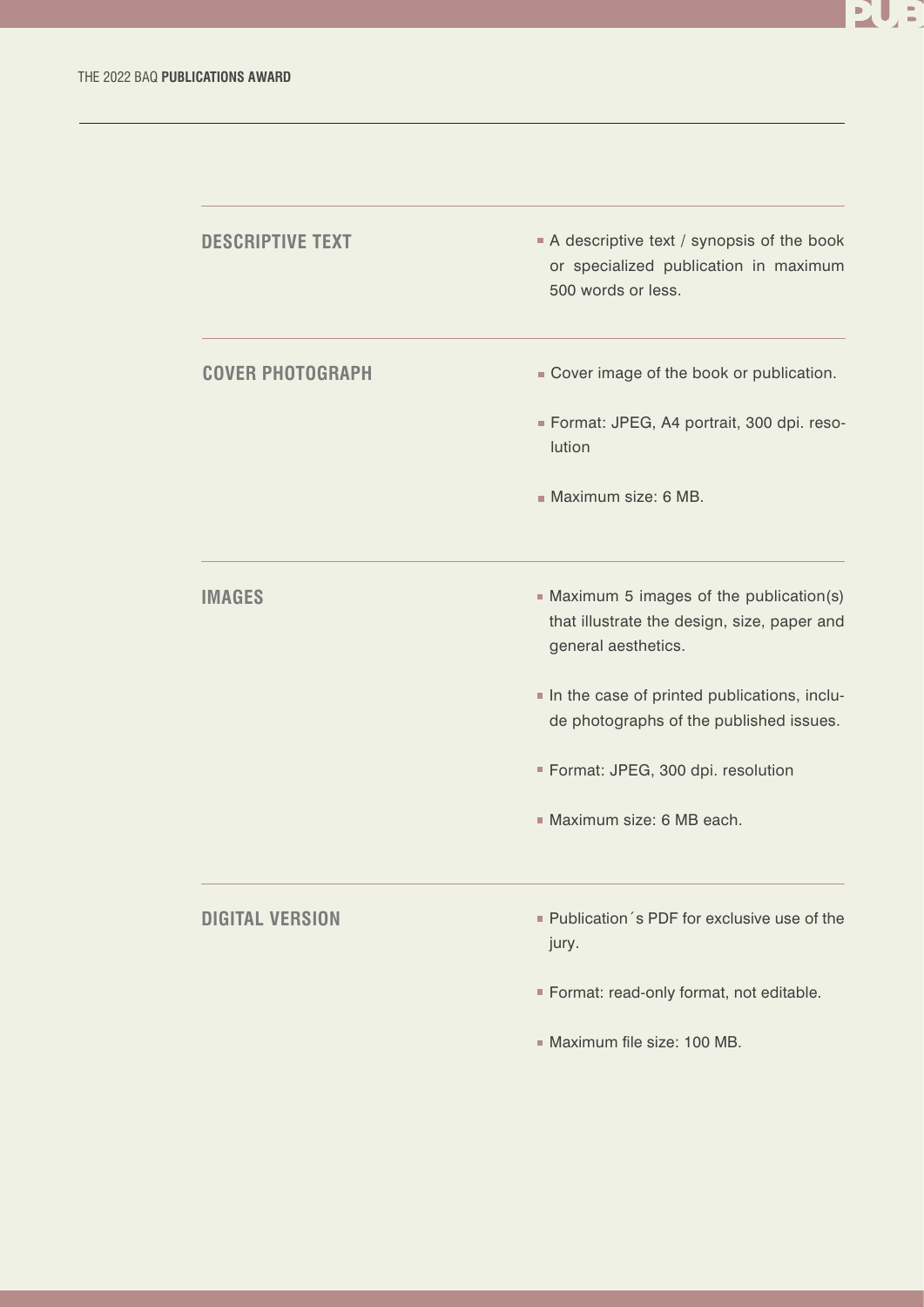## DESCRIPTIVE TEXT

- A descriptive text / synopsis of the book or specialized publication in maximum 500 words or less.

## COVER PHOTOGRAPH

- Cover image of the book or publication.
- Format: JPEG, A4 portrait, 300 dpi. resolution
- Maximum size: 6 MB.

## IMAGES

- Maximum 5 images of the publication(s) that illustrate the design, size, paper and general aesthetics.
- In the case of printed publications, include photographs of the published issues.
- Format: JPEG, 300 dpi. resolution
- Maximum size: 6 MB each.

## DIGITAL VERSION

- Publication´s PDF for exclusive use of the jury.
- Format: read-only format, not editable.
- Maximum file size: 100 MB.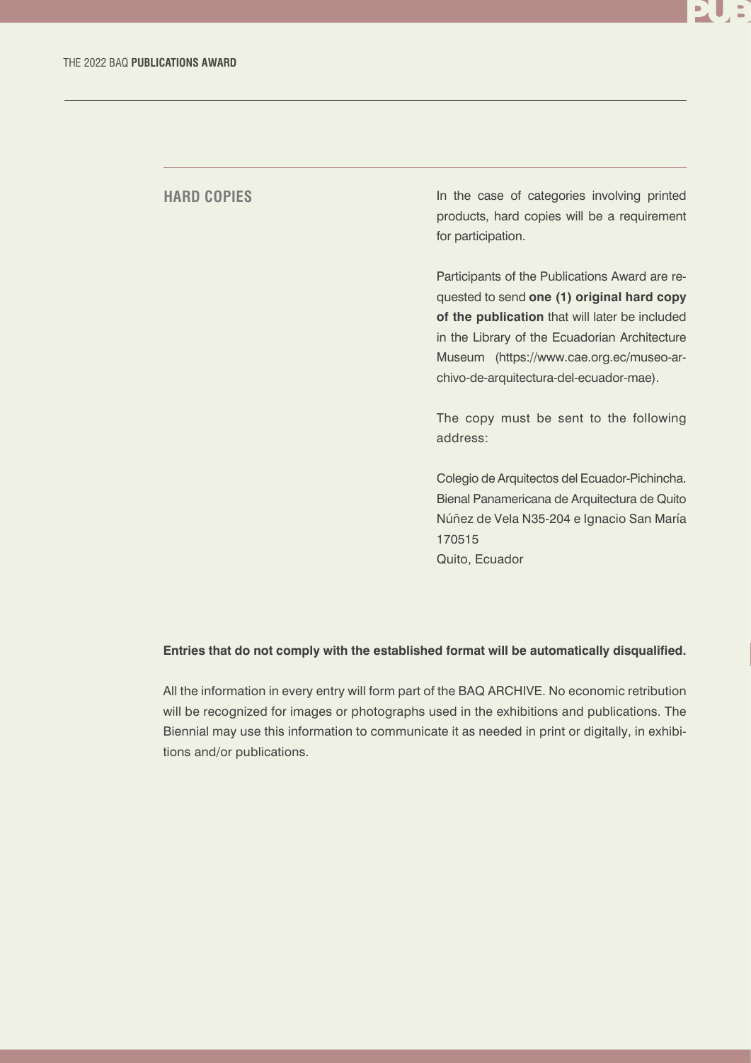## HARD COPIES

In the case of categories involving printed products, hard copies will be a requirement for participation.

Participants of the Publications Award are requested to send **one (1) original hard copy of the publication** that will later be included in the Library of the Ecuadorian Architecture Museum (https://www.cae.org.ec/museo-archivo-de-arquitectura-del-ecuador-mae).

The copy must be sent to the following address:

Colegio de Arquitectos del Ecuador-Pichincha.
Bienal Panamericana de Arquitectura de Quito
Núñez de Vela N35-204 e Ignacio San María
170515
Quito, Ecuador

**Entries that do not comply with the established format will be automatically disqualified.**

All the information in every entry will form part of the BAQ ARCHIVE. No economic retribution will be recognized for images or photographs used in the exhibitions and publications. The Biennial may use this information to communicate it as needed in print or digitally, in exhibitions and/or publications.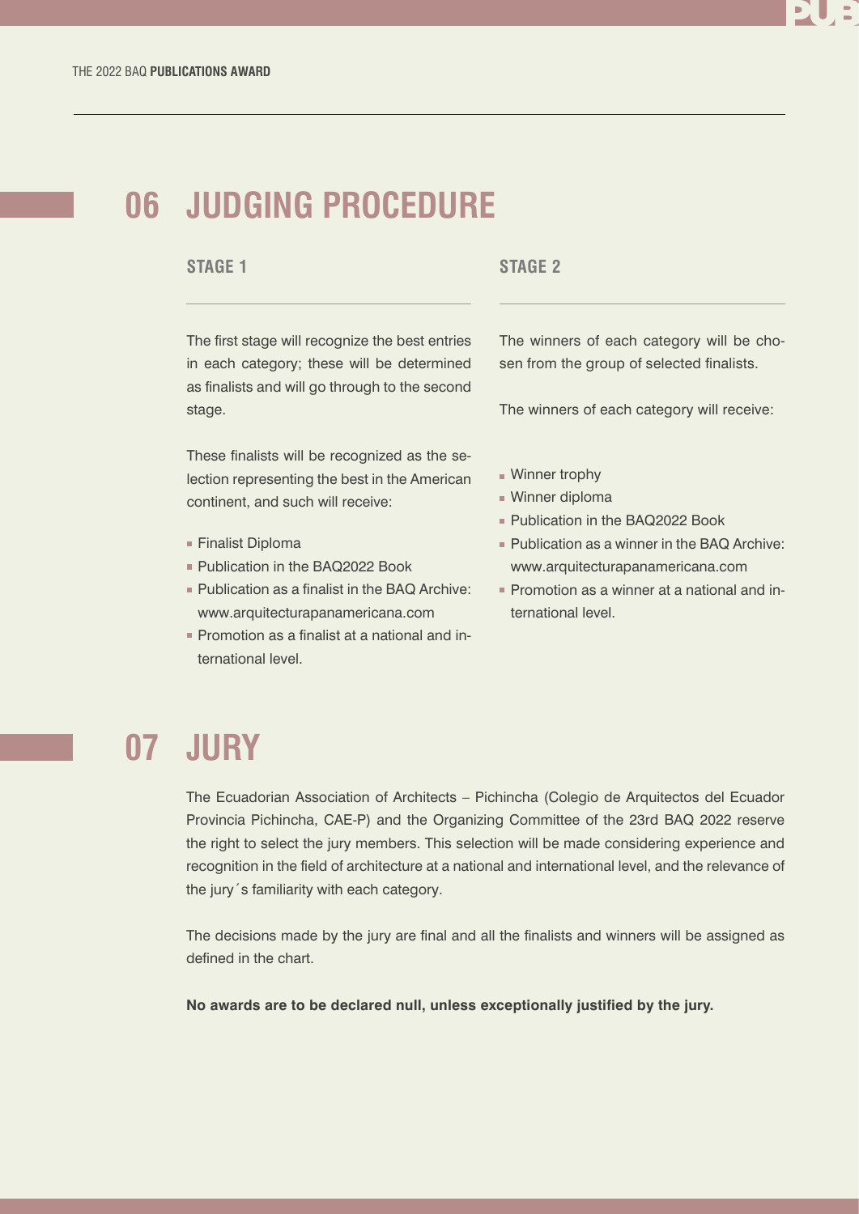## 06 JUDGING PROCEDURE

### STAGE 1

The first stage will recognize the best entries in each category; these will be determined as finalists and will go through to the second stage.

These finalists will be recognized as the selection representing the best in the American continent, and such will receive:

- Finalist Diploma
- Publication in the BAQ2022 Book
- Publication as a finalist in the BAQ Archive: www.arquitecturapanamericana.com
- Promotion as a finalist at a national and international level.

### STAGE 2

The winners of each category will be chosen from the group of selected finalists.

The winners of each category will receive:

- Winner trophy
- Winner diploma
- Publication in the BAQ2022 Book
- Publication as a winner in the BAQ Archive: www.arquitecturapanamericana.com
- Promotion as a winner at a national and international level.

## 07 JURY

The Ecuadorian Association of Architects – Pichincha (Colegio de Arquitectos del Ecuador Provincia Pichincha, CAE-P) and the Organizing Committee of the 23rd BAQ 2022 reserve the right to select the jury members. This selection will be made considering experience and recognition in the field of architecture at a national and international level, and the relevance of the jury´s familiarity with each category.

The decisions made by the jury are final and all the finalists and winners will be assigned as defined in the chart.

**No awards are to be declared null, unless exceptionally justified by the jury.**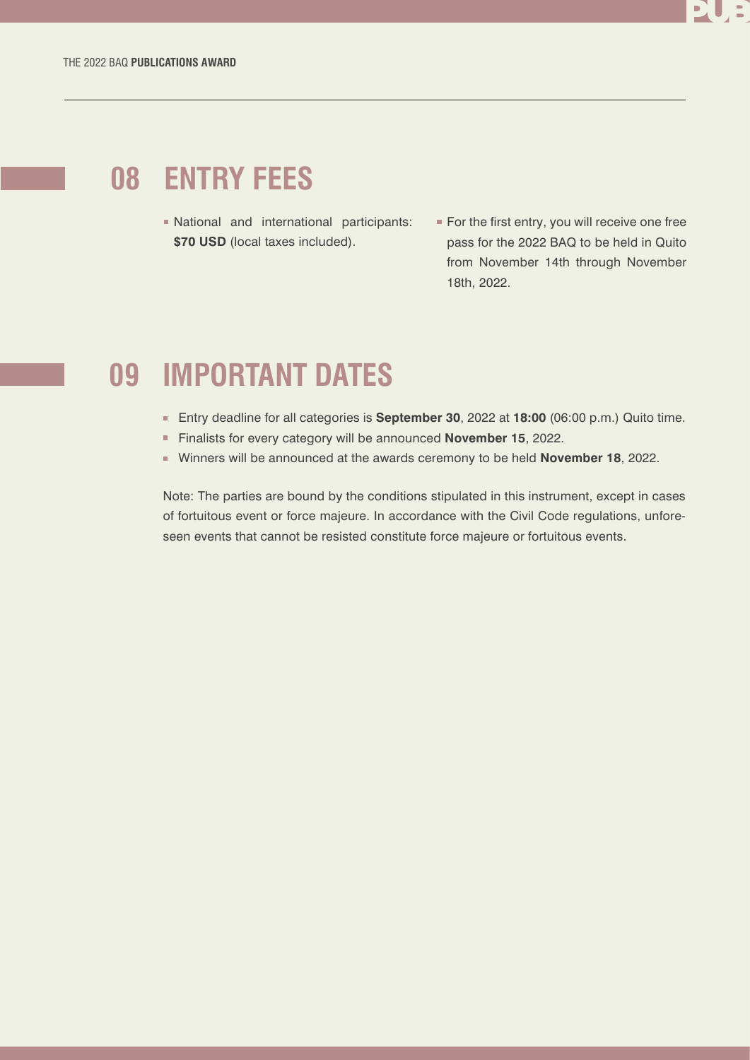## 08 ENTRY FEES

- National and international participants: **$70 USD** (local taxes included).
- For the first entry, you will receive one free pass for the 2022 BAQ to be held in Quito from November 14th through November 18th, 2022.

## 09 IMPORTANT DATES

- Entry deadline for all categories is **September 30**, 2022 at **18:00** (06:00 p.m.) Quito time.
- Finalists for every category will be announced **November 15**, 2022.
- Winners will be announced at the awards ceremony to be held **November 18**, 2022.

Note: The parties are bound by the conditions stipulated in this instrument, except in cases of fortuitous event or force majeure. In accordance with the Civil Code regulations, unforeseen events that cannot be resisted constitute force majeure or fortuitous events.